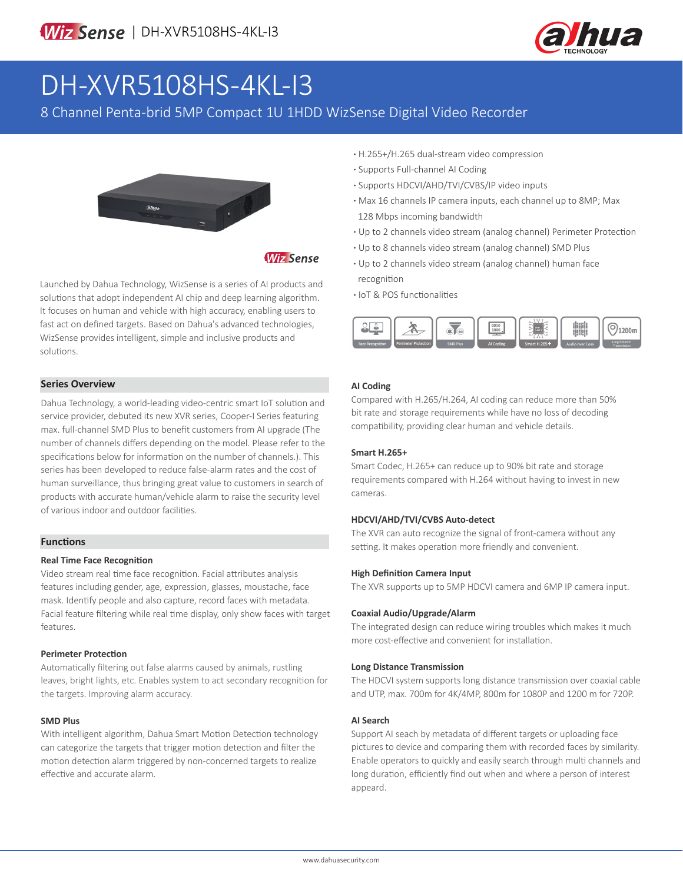# DH-XVR5108HS-4KL-I3

8 Channel Penta-brid 5MP Compact 1U 1HDD WizSense Digital Video Recorder

- H.265+/H.265 dual-stream video compression
- Supports Full-channel AI Coding
- Supports HDCVI/AHD/TVI/CVBS/IP video inputs
- Max 16 channels IP camera inputs, each channel up to 8MP; Max 128 Mbps incoming bandwidth
- Up to 2 channels video stream (analog channel) Perimeter Protection
- Up to 8 channels video stream (analog channel) SMD Plus
- Up to 2 channels video stream (analog channel) human face recognition
- IoT & POS functionalities

Launched by Dahua Technology, WizSense is a series of AI products and solutions that adopt independent AI chip and deep learning algorithm. It focuses on human and vehicle with high accuracy, enabling users to fast act on defined targets. Based on Dahua's advanced technologies, WizSense provides intelligent, simple and inclusive products and solutions.

## Series Overview

Dahua Technology, a world-leading video-centric smart IoT solution and service provider, debuted its new XVR series, Cooper-I Series featuring max. full-channel SMD Plus to benefit customers from AI upgrade (The number of channels differs depending on the model. Please refer to the specifications below for information on the number of channels.). This series has been developed to reduce false-alarm rates and the cost of human surveillance, thus bringing great value to customers in search of products with accurate human/vehicle alarm to raise the security level of various indoor and outdoor facilities.

## Functions

### Real Time Face Recognition

Video stream real time face recognition. Facial attributes analysis features including gender, age, expression, glasses, moustache, face mask. Identify people and also capture, record faces with metadata. Facial feature filtering while real time display, only show faces with target features.

### Perimeter Protection

Automatically filtering out false alarms caused by animals, rustling leaves, bright lights, etc. Enables system to act secondary recognition for the targets. Improving alarm accuracy.

### SMD Plus

With intelligent algorithm, Dahua Smart Motion Detection technology can categorize the targets that trigger motion detection and filter the motion detection alarm triggered by non-concerned targets to realize effective and accurate alarm.

### AI Coding

Compared with H.265/H.264, AI coding can reduce more than 50% bit rate and storage requirements while have no loss of decoding compatibility, providing clear human and vehicle details.

### Smart H.265+

Smart Codec, H.265+ can reduce up to 90% bit rate and storage requirements compared with H.264 without having to invest in new cameras.

### HDCVI/AHD/TVI/CVBS Auto-detect

The XVR can auto recognize the signal of front-camera without any setting. It makes operation more friendly and convenient.

### High Definition Camera Input

The XVR supports up to 5MP HDCVI camera and 6MP IP camera input.

### Coaxial Audio/Upgrade/Alarm

The integrated design can reduce wiring troubles which makes it much more cost-effective and convenient for installation.

### Long Distance Transmission

The HDCVI system supports long distance transmission over coaxial cable and UTP, max. 700m for 4K/4MP, 800m for 1080P and 1200 m for 720P.

### AI Search

Support AI seach by metadata of different targets or uploading face pictures to device and comparing them with recorded faces by similarity. Enable operators to quickly and easily search through multi channels and long duration, efficiently find out when and where a person of interest appeard.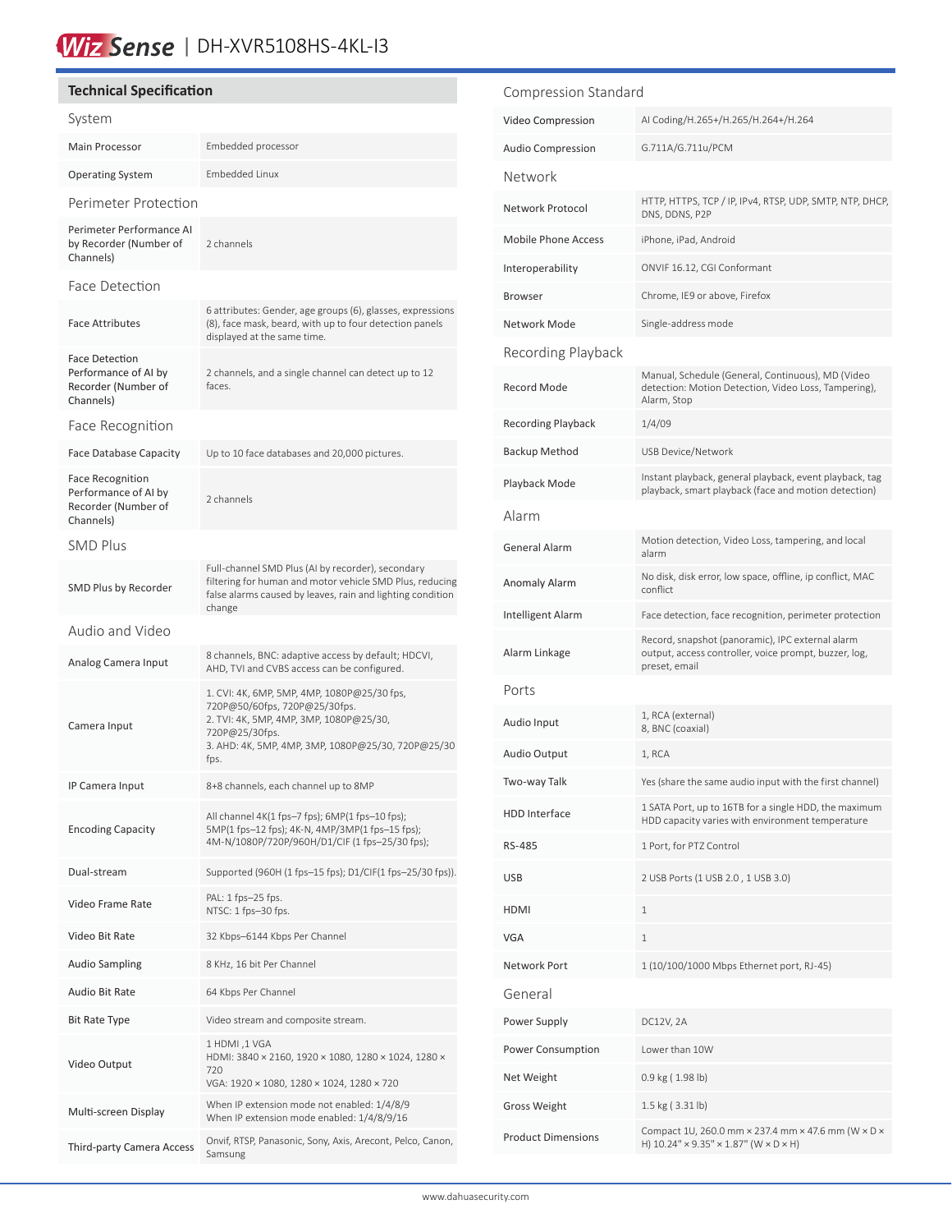# WizSense | DH-XVR5108HS-4KL-I3

## Technical Specification

### System

| | |
|---|---|
| Main Processor | Embedded processor |
| Operating System | Embedded Linux |

### Perimeter Protection

| | |
|---|---|
| Perimeter Performance AI by Recorder (Number of Channels) | 2 channels |

### Face Detection

| | |
|---|---|
| Face Attributes | 6 attributes: Gender, age groups (6), glasses, expressions (8), face mask, beard, with up to four detection panels displayed at the same time. |
| Face Detection Performance of AI by Recorder (Number of Channels) | 2 channels, and a single channel can detect up to 12 faces. |

### Face Recognition

| | |
|---|---|
| Face Database Capacity | Up to 10 face databases and 20,000 pictures. |
| Face Recognition Performance of AI by Recorder (Number of Channels) | 2 channels |

### SMD Plus

| | |
|---|---|
| SMD Plus by Recorder | Full-channel SMD Plus (AI by recorder), secondary filtering for human and motor vehicle SMD Plus, reducing false alarms caused by leaves, rain and lighting condition change |

### Audio and Video

| | |
|---|---|
| Analog Camera Input | 8 channels, BNC: adaptive access by default; HDCVI, AHD, TVI and CVBS access can be configured. |
| Camera Input | 1. CVI: 4K, 6MP, 5MP, 4MP, 1080P@25/30 fps, 720P@50/60fps, 720P@25/30fps.<br>2. TVI: 4K, 5MP, 4MP, 3MP, 1080P@25/30, 720P@25/30fps.<br>3. AHD: 4K, 5MP, 4MP, 3MP, 1080P@25/30, 720P@25/30 fps. |
| IP Camera Input | 8+8 channels, each channel up to 8MP |
| Encoding Capacity | All channel 4K(1 fps–7 fps); 6MP(1 fps–10 fps); 5MP(1 fps–12 fps); 4K-N, 4MP/3MP(1 fps–15 fps); 4M-N/1080P/720P/960H/D1/CIF (1 fps–25/30 fps); |
| Dual-stream | Supported (960H (1 fps–15 fps); D1/CIF(1 fps–25/30 fps)). |
| Video Frame Rate | PAL: 1 fps–25 fps.<br>NTSC: 1 fps–30 fps. |
| Video Bit Rate | 32 Kbps–6144 Kbps Per Channel |
| Audio Sampling | 8 KHz, 16 bit Per Channel |
| Audio Bit Rate | 64 Kbps Per Channel |
| Bit Rate Type | Video stream and composite stream. |
| Video Output | 1 HDMI ,1 VGA<br>HDMI: 3840 × 2160, 1920 × 1080, 1280 × 1024, 1280 × 720<br>VGA: 1920 × 1080, 1280 × 1024, 1280 × 720 |
| Multi-screen Display | When IP extension mode not enabled: 1/4/8/9<br>When IP extension mode enabled: 1/4/8/9/16 |
| Third-party Camera Access | Onvif, RTSP, Panasonic, Sony, Axis, Arecont, Pelco, Canon, Samsung |

### Compression Standard

| | |
|---|---|
| Video Compression | AI Coding/H.265+/H.265/H.264+/H.264 |
| Audio Compression | G.711A/G.711u/PCM |

### Network

| | |
|---|---|
| Network Protocol | HTTP, HTTPS, TCP / IP, IPv4, RTSP, UDP, SMTP, NTP, DHCP, DNS, DDNS, P2P |
| Mobile Phone Access | iPhone, iPad, Android |
| Interoperability | ONVIF 16.12, CGI Conformant |
| Browser | Chrome, IE9 or above, Firefox |
| Network Mode | Single-address mode |

### Recording Playback

| | |
|---|---|
| Record Mode | Manual, Schedule (General, Continuous), MD (Video detection: Motion Detection, Video Loss, Tampering), Alarm, Stop |
| Recording Playback | 1/4/09 |
| Backup Method | USB Device/Network |
| Playback Mode | Instant playback, general playback, event playback, tag playback, smart playback (face and motion detection) |

### Alarm

| | |
|---|---|
| General Alarm | Motion detection, Video Loss, tampering, and local alarm |
| Anomaly Alarm | No disk, disk error, low space, offline, ip conflict, MAC conflict |
| Intelligent Alarm | Face detection, face recognition, perimeter protection |
| Alarm Linkage | Record, snapshot (panoramic), IPC external alarm output, access controller, voice prompt, buzzer, log, preset, email |

### Ports

| | |
|---|---|
| Audio Input | 1, RCA (external)<br>8, BNC (coaxial) |
| Audio Output | 1, RCA |
| Two-way Talk | Yes (share the same audio input with the first channel) |
| HDD Interface | 1 SATA Port, up to 16TB for a single HDD, the maximum HDD capacity varies with environment temperature |
| RS-485 | 1 Port, for PTZ Control |
| USB | 2 USB Ports (1 USB 2.0 , 1 USB 3.0) |
| HDMI | 1 |
| VGA | 1 |
| Network Port | 1 (10/100/1000 Mbps Ethernet port, RJ-45) |

### General

| | |
|---|---|
| Power Supply | DC12V, 2A |
| Power Consumption | Lower than 10W |
| Net Weight | 0.9 kg ( 1.98 lb) |
| Gross Weight | 1.5 kg ( 3.31 lb) |
| Product Dimensions | Compact 1U, 260.0 mm × 237.4 mm × 47.6 mm (W × D × H) 10.24" × 9.35" × 1.87" (W × D × H) |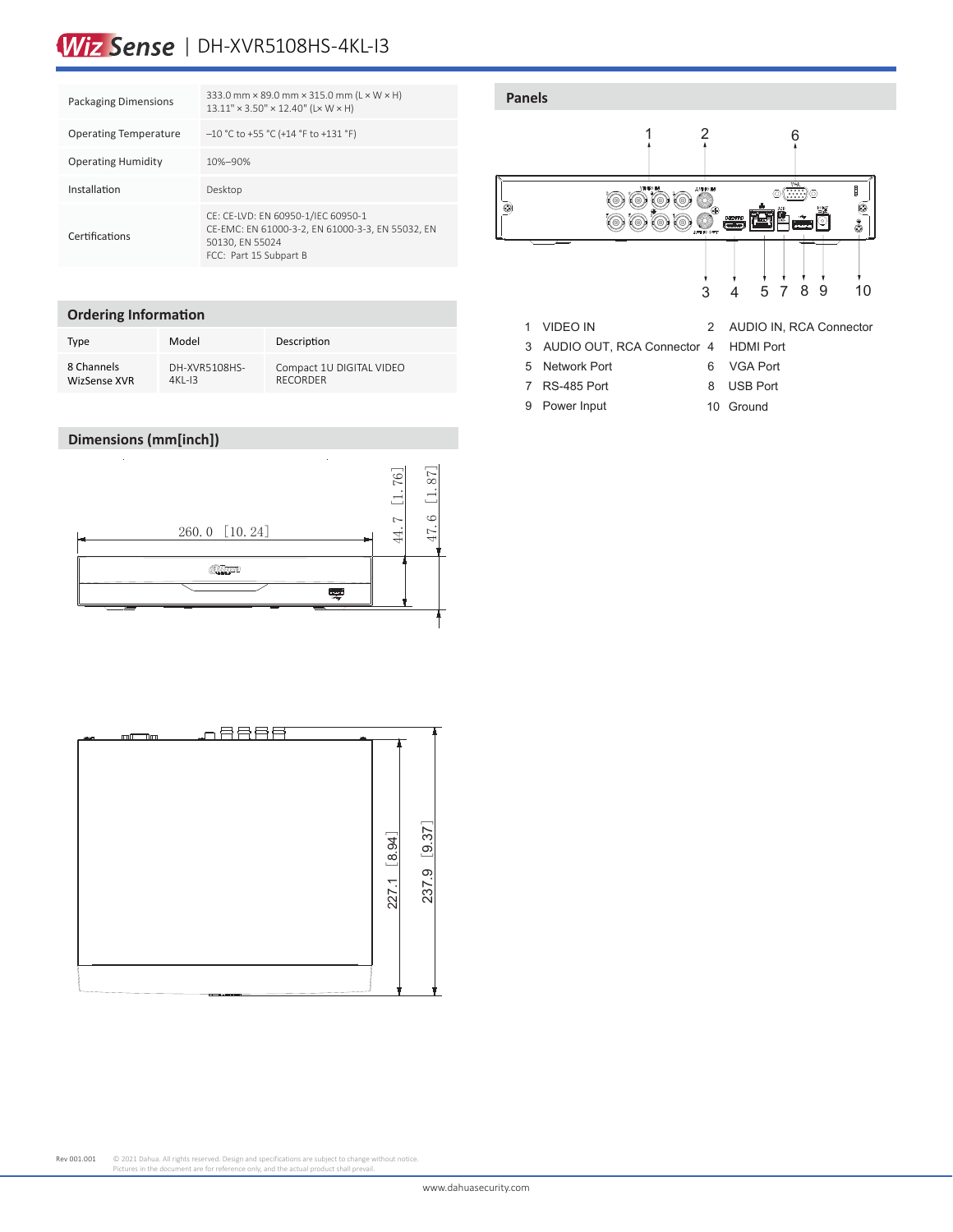# WizSense | DH-XVR5108HS-4KL-I3

| | |
|---|---|
| Packaging Dimensions | 333.0 mm × 89.0 mm × 315.0 mm (L × W × H)<br>13.11" × 3.50" × 12.40" (L× W × H) |
| Operating Temperature | –10 °C to +55 °C (+14 °F to +131 °F) |
| Operating Humidity | 10%–90% |
| Installation | Desktop |
| Certifications | CE: CE-LVD: EN 60950-1/IEC 60950-1<br>CE-EMC: EN 61000-3-2, EN 61000-3-3, EN 55032, EN 50130, EN 55024<br>FCC: Part 15 Subpart B |

## Ordering Information

| Type | Model | Description |
|---|---|---|
| 8 Channels WizSense XVR | DH-XVR5108HS-4KL-I3 | Compact 1U DIGITAL VIDEO RECORDER |

## Dimensions (mm[inch])

260.0 [10.24]
44.7 [1.76]
47.6 [1.87]
227.1 [8.94]
237.9 [9.37]

## Panels

1 2 6
3 4 5 7 8 9 10

| | | | |
|---|---|---|---|
| 1 | VIDEO IN | 2 | AUDIO IN, RCA Connector |
| 3 | AUDIO OUT, RCA Connector | 4 | HDMI Port |
| 5 | Network Port | 6 | VGA Port |
| 7 | RS-485 Port | 8 | USB Port |
| 9 | Power Input | 10 | Ground |

Rev 001.001 © 2021 Dahua. All rights reserved. Design and specifications are subject to change without notice.
Pictures in the document are for reference only, and the actual product shall prevail.

www.dahuasecurity.com